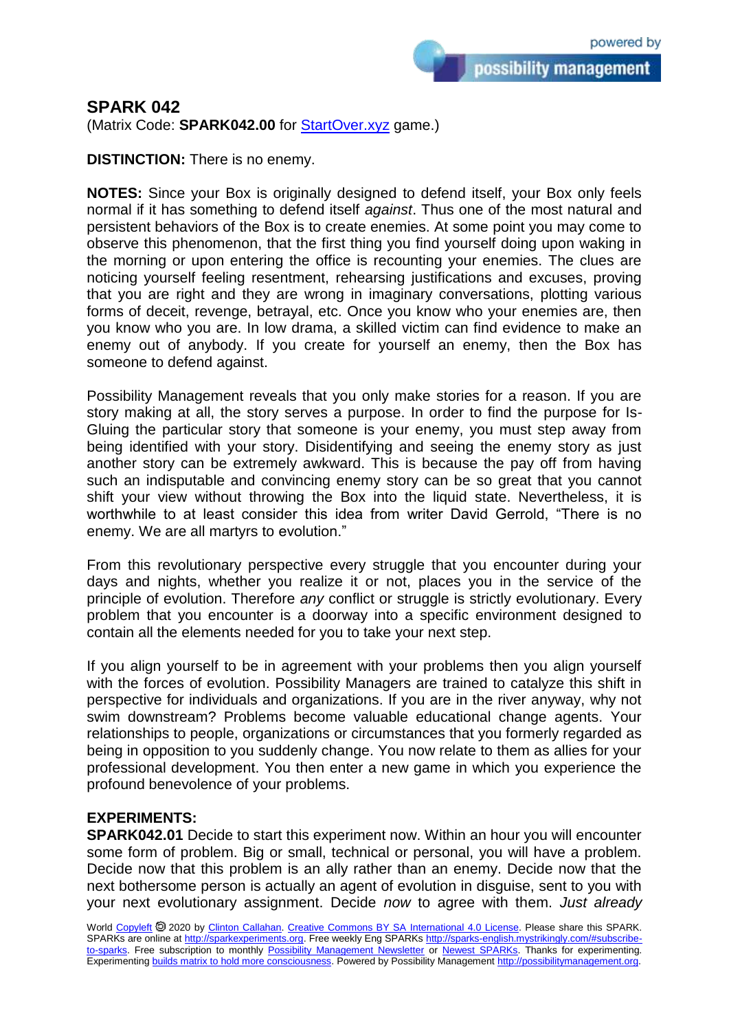## SPARK 042

(Matrix Code: **SPARK042.00** for StartOver.xyz game.)

**DISTINCTION:** There is no enemy.

**NOTES:** Since your Box is originally designed to defend itself, your Box only feels normal if it has something to defend itself *against*. Thus one of the most natural and persistent behaviors of the Box is to create enemies. At some point you may come to observe this phenomenon, that the first thing you find yourself doing upon waking in the morning or upon entering the office is recounting your enemies. The clues are noticing yourself feeling resentment, rehearsing justifications and excuses, proving that you are right and they are wrong in imaginary conversations, plotting various forms of deceit, revenge, betrayal, etc. Once you know who your enemies are, then you know who you are. In low drama, a skilled victim can find evidence to make an enemy out of anybody. If you create for yourself an enemy, then the Box has someone to defend against.

Possibility Management reveals that you only make stories for a reason. If you are story making at all, the story serves a purpose. In order to find the purpose for Is-Gluing the particular story that someone is your enemy, you must step away from being identified with your story. Disidentifying and seeing the enemy story as just another story can be extremely awkward. This is because the pay off from having such an indisputable and convincing enemy story can be so great that you cannot shift your view without throwing the Box into the liquid state. Nevertheless, it is worthwhile to at least consider this idea from writer David Gerrold, "There is no enemy. We are all martyrs to evolution."

From this revolutionary perspective every struggle that you encounter during your days and nights, whether you realize it or not, places you in the service of the principle of evolution. Therefore *any* conflict or struggle is strictly evolutionary. Every problem that you encounter is a doorway into a specific environment designed to contain all the elements needed for you to take your next step.

If you align yourself to be in agreement with your problems then you align yourself with the forces of evolution. Possibility Managers are trained to catalyze this shift in perspective for individuals and organizations. If you are in the river anyway, why not swim downstream? Problems become valuable educational change agents. Your relationships to people, organizations or circumstances that you formerly regarded as being in opposition to you suddenly change. You now relate to them as allies for your professional development. You then enter a new game in which you experience the profound benevolence of your problems.

**EXPERIMENTS:**

**SPARK042.01** Decide to start this experiment now. Within an hour you will encounter some form of problem. Big or small, technical or personal, you will have a problem. Decide now that this problem is an ally rather than an enemy. Decide now that the next bothersome person is actually an agent of evolution in disguise, sent to you with your next evolutionary assignment. Decide *now* to agree with them. *Just already*

World Copyleft 🄯 2020 by Clinton Callahan. Creative Commons BY SA International 4.0 License. Please share this SPARK. SPARKs are online at http://sparkexperiments.org. Free weekly Eng SPARKs http://sparks-english.mystrikingly.com/#subscribe-to-sparks. Free subscription to monthly Possibility Management Newsletter or Newest SPARKs. Thanks for experimenting. Experimenting builds matrix to hold more consciousness. Powered by Possibility Management http://possibilitymanagement.org.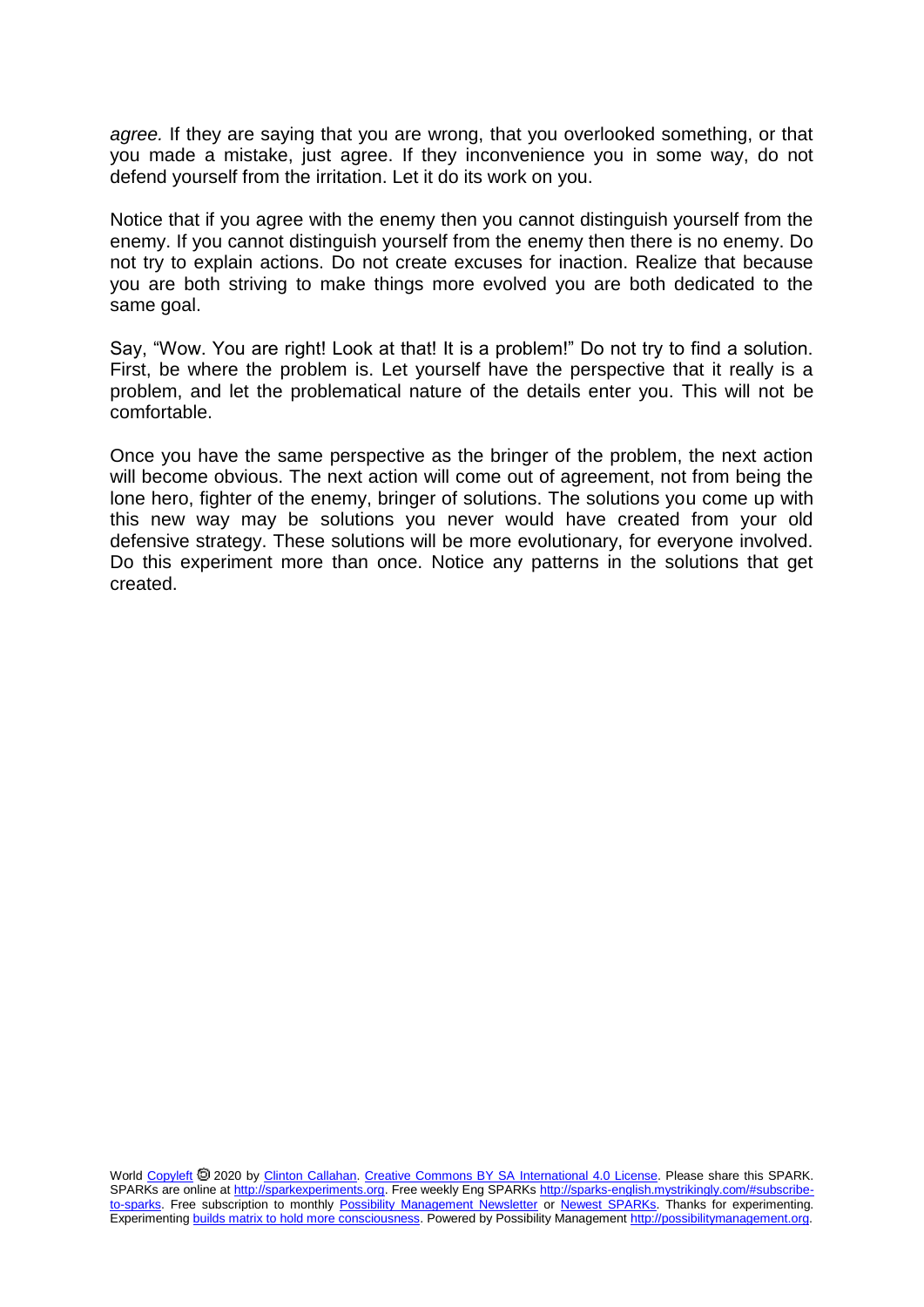*agree.* If they are saying that you are wrong, that you overlooked something, or that you made a mistake, just agree. If they inconvenience you in some way, do not defend yourself from the irritation. Let it do its work on you.

Notice that if you agree with the enemy then you cannot distinguish yourself from the enemy. If you cannot distinguish yourself from the enemy then there is no enemy. Do not try to explain actions. Do not create excuses for inaction. Realize that because you are both striving to make things more evolved you are both dedicated to the same goal.

Say, "Wow. You are right! Look at that! It is a problem!" Do not try to find a solution. First, be where the problem is. Let yourself have the perspective that it really is a problem, and let the problematical nature of the details enter you. This will not be comfortable.

Once you have the same perspective as the bringer of the problem, the next action will become obvious. The next action will come out of agreement, not from being the lone hero, fighter of the enemy, bringer of solutions. The solutions you come up with this new way may be solutions you never would have created from your old defensive strategy. These solutions will be more evolutionary, for everyone involved. Do this experiment more than once. Notice any patterns in the solutions that get created.

World Copyleft 🄯 2020 by Clinton Callahan. Creative Commons BY SA International 4.0 License. Please share this SPARK. SPARKs are online at http://sparkexperiments.org. Free weekly Eng SPARKs http://sparks-english.mystrikingly.com/#subscribe-to-sparks. Free subscription to monthly Possibility Management Newsletter or Newest SPARKs. Thanks for experimenting. Experimenting builds matrix to hold more consciousness. Powered by Possibility Management http://possibilitymanagement.org.